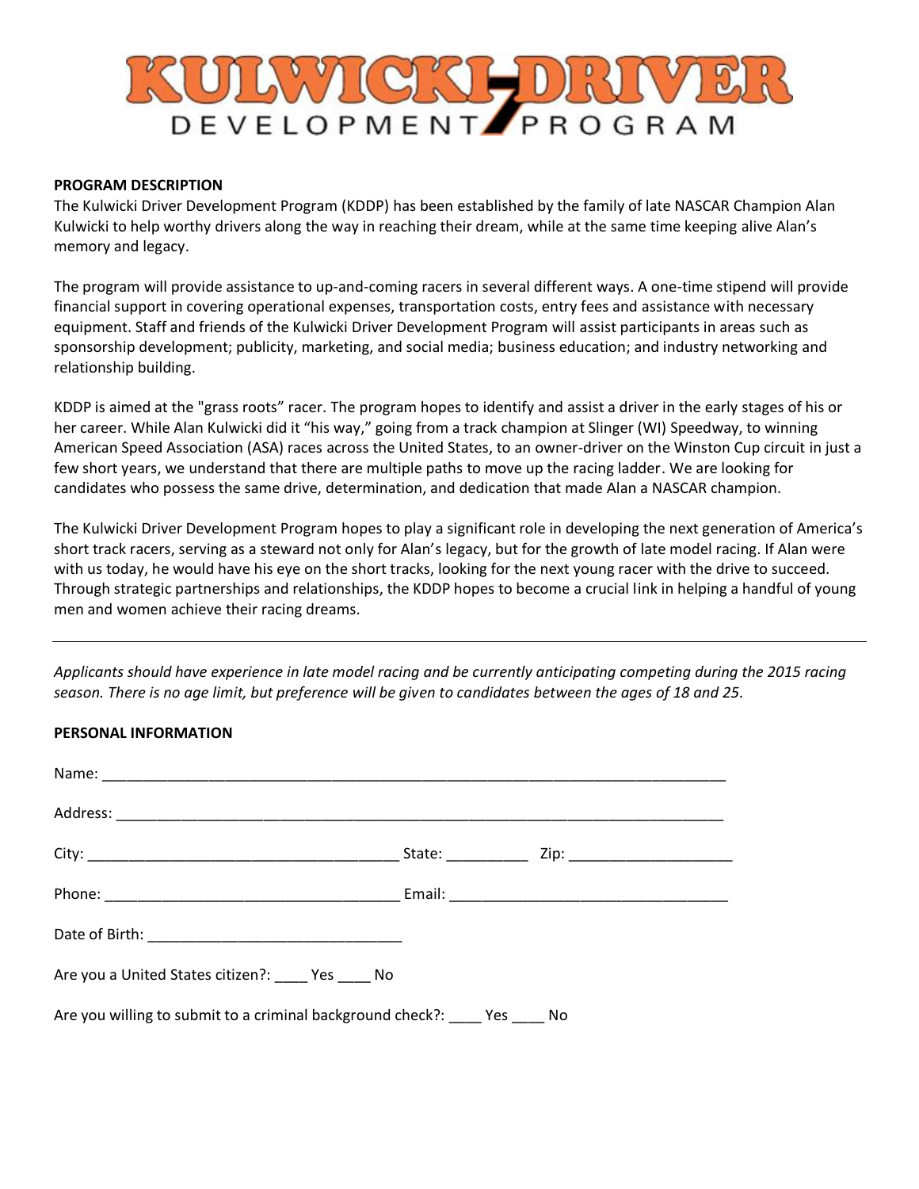# KULWICKI DRIVER DEVELOPMENT PROGRAM

**PROGRAM DESCRIPTION**

The Kulwicki Driver Development Program (KDDP) has been established by the family of late NASCAR Champion Alan Kulwicki to help worthy drivers along the way in reaching their dream, while at the same time keeping alive Alan's memory and legacy.

The program will provide assistance to up-and-coming racers in several different ways. A one-time stipend will provide financial support in covering operational expenses, transportation costs, entry fees and assistance with necessary equipment. Staff and friends of the Kulwicki Driver Development Program will assist participants in areas such as sponsorship development; publicity, marketing, and social media; business education; and industry networking and relationship building.

KDDP is aimed at the "grass roots" racer. The program hopes to identify and assist a driver in the early stages of his or her career. While Alan Kulwicki did it "his way," going from a track champion at Slinger (WI) Speedway, to winning American Speed Association (ASA) races across the United States, to an owner-driver on the Winston Cup circuit in just a few short years, we understand that there are multiple paths to move up the racing ladder. We are looking for candidates who possess the same drive, determination, and dedication that made Alan a NASCAR champion.

The Kulwicki Driver Development Program hopes to play a significant role in developing the next generation of America's short track racers, serving as a steward not only for Alan's legacy, but for the growth of late model racing. If Alan were with us today, he would have his eye on the short tracks, looking for the next young racer with the drive to succeed. Through strategic partnerships and relationships, the KDDP hopes to become a crucial link in helping a handful of young men and women achieve their racing dreams.

---

*Applicants should have experience in late model racing and be currently anticipating competing during the 2015 racing season. There is no age limit, but preference will be given to candidates between the ages of 18 and 25.*

**PERSONAL INFORMATION**

Name: ______________________________________________

Address: ______________________________________________

City: ______________________ State: __________ Zip: ____________________

Phone: ______________________ Email: ______________________

Date of Birth: ______________________________

Are you a United States citizen?: ____ Yes ____ No

Are you willing to submit to a criminal background check?: ____ Yes ____ No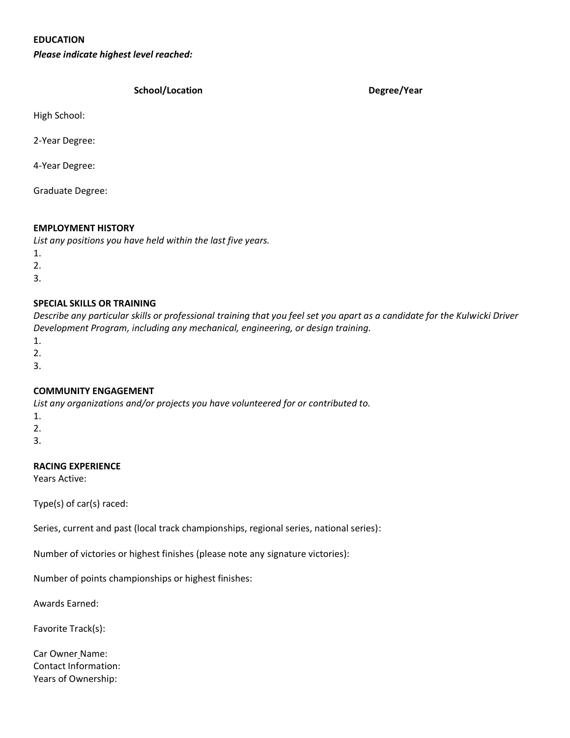**EDUCATION**

***Please indicate highest level reached:***

| | **School/Location** | **Degree/Year** |
|---|---|---|
| High School: | | |
| 2-Year Degree: | | |
| 4-Year Degree: | | |
| Graduate Degree: | | |

**EMPLOYMENT HISTORY**

*List any positions you have held within the last five years.*

1.
2.
3.

**SPECIAL SKILLS OR TRAINING**

*Describe any particular skills or professional training that you feel set you apart as a candidate for the Kulwicki Driver Development Program, including any mechanical, engineering, or design training.*

1.
2.
3.

**COMMUNITY ENGAGEMENT**

*List any organizations and/or projects you have volunteered for or contributed to.*

1.
2.
3.

**RACING EXPERIENCE**

Years Active:

Type(s) of car(s) raced:

Series, current and past (local track championships, regional series, national series):

Number of victories or highest finishes (please note any signature victories):

Number of points championships or highest finishes:

Awards Earned:

Favorite Track(s):

Car Owner Name:
Contact Information:
Years of Ownership: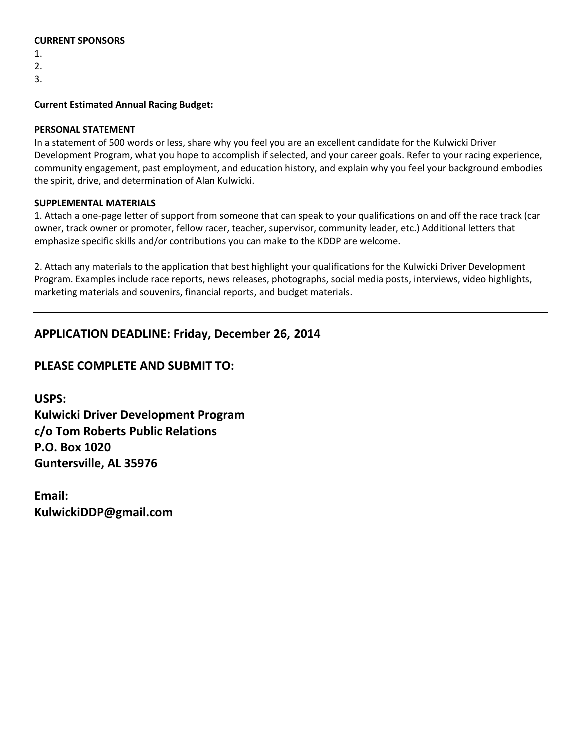**CURRENT SPONSORS**

1.
2.
3.

**Current Estimated Annual Racing Budget:**

**PERSONAL STATEMENT**

In a statement of 500 words or less, share why you feel you are an excellent candidate for the Kulwicki Driver Development Program, what you hope to accomplish if selected, and your career goals. Refer to your racing experience, community engagement, past employment, and education history, and explain why you feel your background embodies the spirit, drive, and determination of Alan Kulwicki.

**SUPPLEMENTAL MATERIALS**

1. Attach a one-page letter of support from someone that can speak to your qualifications on and off the race track (car owner, track owner or promoter, fellow racer, teacher, supervisor, community leader, etc.) Additional letters that emphasize specific skills and/or contributions you can make to the KDDP are welcome.

2. Attach any materials to the application that best highlight your qualifications for the Kulwicki Driver Development Program. Examples include race reports, news releases, photographs, social media posts, interviews, video highlights, marketing materials and souvenirs, financial reports, and budget materials.

---

## APPLICATION DEADLINE: Friday, December 26, 2014

## PLEASE COMPLETE AND SUBMIT TO:

**USPS:**
**Kulwicki Driver Development Program**
**c/o Tom Roberts Public Relations**
**P.O. Box 1020**
**Guntersville, AL 35976**

**Email:**
**KulwickiDDP@gmail.com**